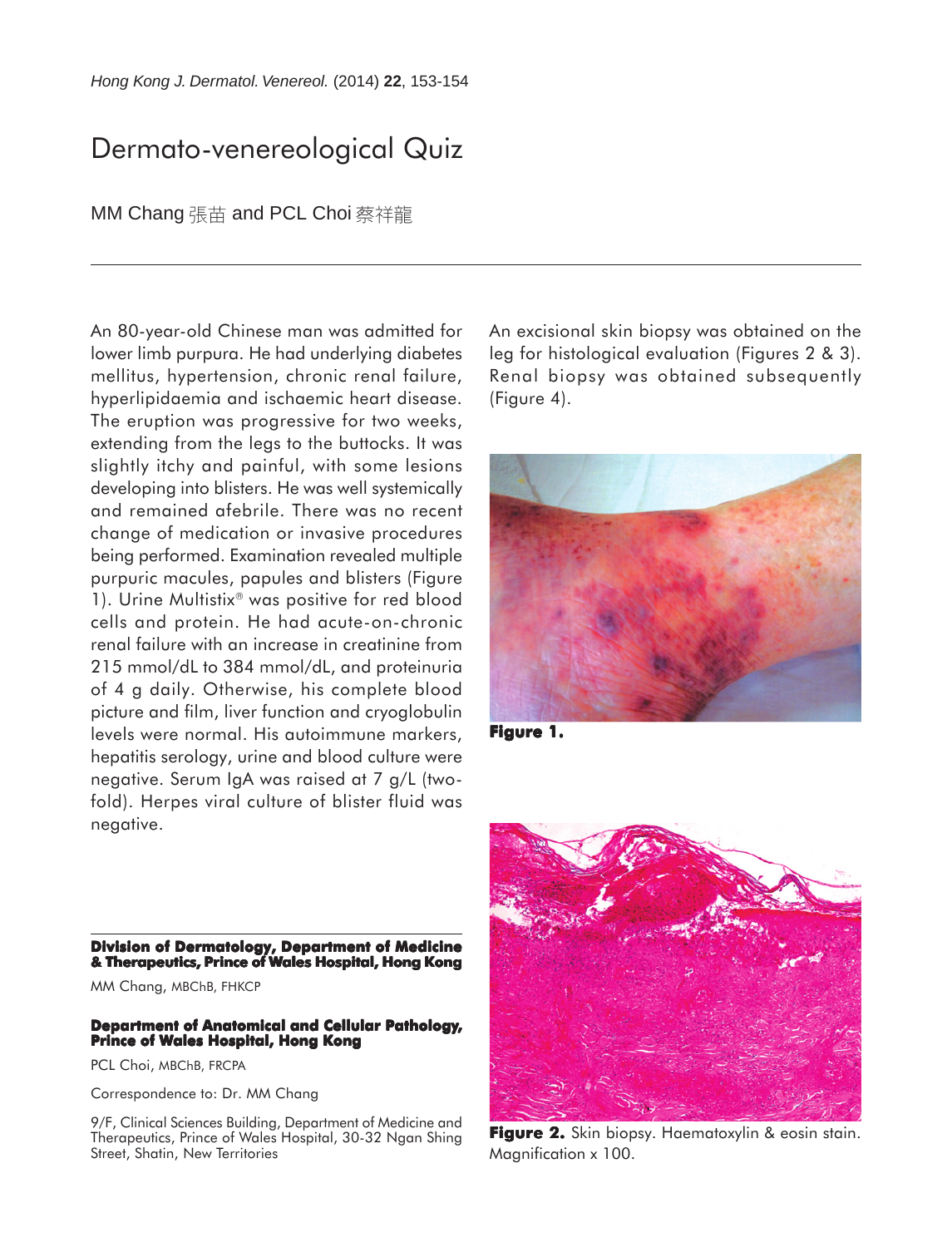# Dermato-venereological Quiz

MM Chang 張苗 and PCL Choi 蔡祥龍

An 80-year-old Chinese man was admitted for lower limb purpura. He had underlying diabetes mellitus, hypertension, chronic renal failure, hyperlipidaemia and ischaemic heart disease. The eruption was progressive for two weeks, extending from the legs to the buttocks. It was slightly itchy and painful, with some lesions developing into blisters. He was well systemically and remained afebrile. There was no recent change of medication or invasive procedures being performed. Examination revealed multiple purpuric macules, papules and blisters (Figure 1). Urine Multistix® was positive for red blood cells and protein. He had acute-on-chronic renal failure with an increase in creatinine from 215 mmol/dL to 384 mmol/dL, and proteinuria of 4 g daily. Otherwise, his complete blood picture and film, liver function and cryoglobulin levels were normal. His autoimmune markers, hepatitis serology, urine and blood culture were negative. Serum IgA was raised at 7 g/L (two-fold). Herpes viral culture of blister fluid was negative.

An excisional skin biopsy was obtained on the leg for histological evaluation (Figures 2 & 3). Renal biopsy was obtained subsequently (Figure 4).

**Figure 1.**

**Figure 2.** Skin biopsy. Haematoxylin & eosin stain. Magnification x 100.

**Division of Dermatology, Department of Medicine & Therapeutics, Prince of Wales Hospital, Hong Kong**

MM Chang, MBChB, FHKCP

**Department of Anatomical and Cellular Pathology, Prince of Wales Hospital, Hong Kong**

PCL Choi, MBChB, FRCPA

Correspondence to: Dr. MM Chang

9/F, Clinical Sciences Building, Department of Medicine and Therapeutics, Prince of Wales Hospital, 30-32 Ngan Shing Street, Shatin, New Territories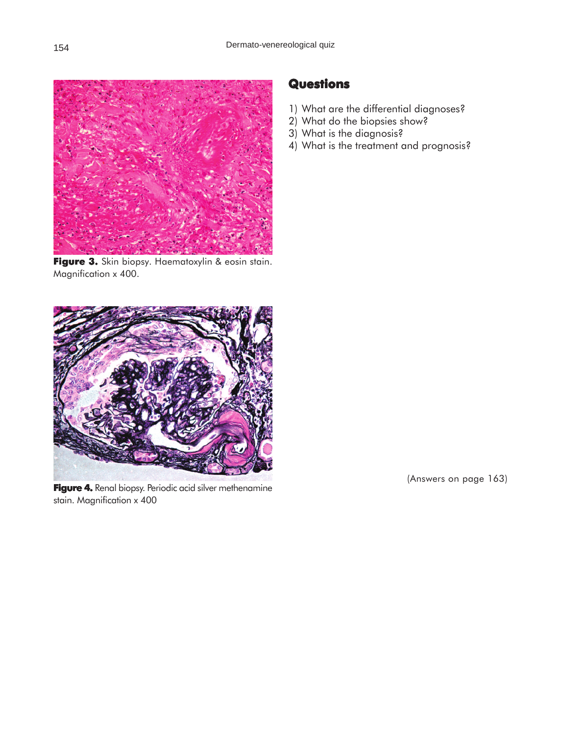**Figure 3.** Skin biopsy. Haematoxylin & eosin stain. Magnification x 400.

**Figure 4.** Renal biopsy. Periodic acid silver methenamine stain. Magnification x 400

## Questions

1) What are the differential diagnoses?
2) What do the biopsies show?
3) What is the diagnosis?
4) What is the treatment and prognosis?

(Answers on page 163)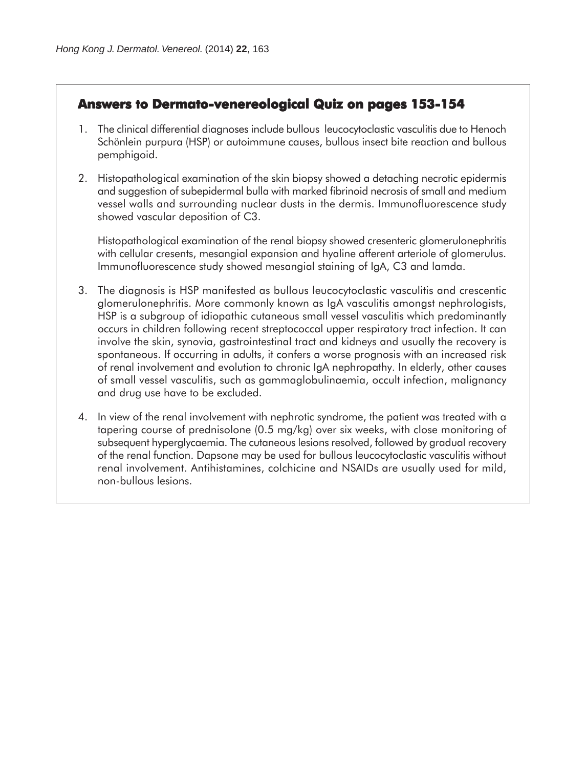## Answers to Dermato-venereological Quiz on pages 153-154

1. The clinical differential diagnoses include bullous leucocytoclastic vasculitis due to Henoch Schönlein purpura (HSP) or autoimmune causes, bullous insect bite reaction and bullous pemphigoid.

2. Histopathological examination of the skin biopsy showed a detaching necrotic epidermis and suggestion of subepidermal bulla with marked fibrinoid necrosis of small and medium vessel walls and surrounding nuclear dusts in the dermis. Immunofluorescence study showed vascular deposition of C3.

   Histopathological examination of the renal biopsy showed cresenteric glomerulonephritis with cellular cresents, mesangial expansion and hyaline afferent arteriole of glomerulus. Immunofluorescence study showed mesangial staining of IgA, C3 and lamda.

3. The diagnosis is HSP manifested as bullous leucocytoclastic vasculitis and crescentic glomerulonephritis. More commonly known as IgA vasculitis amongst nephrologists, HSP is a subgroup of idiopathic cutaneous small vessel vasculitis which predominantly occurs in children following recent streptococcal upper respiratory tract infection. It can involve the skin, synovia, gastrointestinal tract and kidneys and usually the recovery is spontaneous. If occurring in adults, it confers a worse prognosis with an increased risk of renal involvement and evolution to chronic IgA nephropathy. In elderly, other causes of small vessel vasculitis, such as gammaglobulinaemia, occult infection, malignancy and drug use have to be excluded.

4. In view of the renal involvement with nephrotic syndrome, the patient was treated with a tapering course of prednisolone (0.5 mg/kg) over six weeks, with close monitoring of subsequent hyperglycaemia. The cutaneous lesions resolved, followed by gradual recovery of the renal function. Dapsone may be used for bullous leucocytoclastic vasculitis without renal involvement. Antihistamines, colchicine and NSAIDs are usually used for mild, non-bullous lesions.